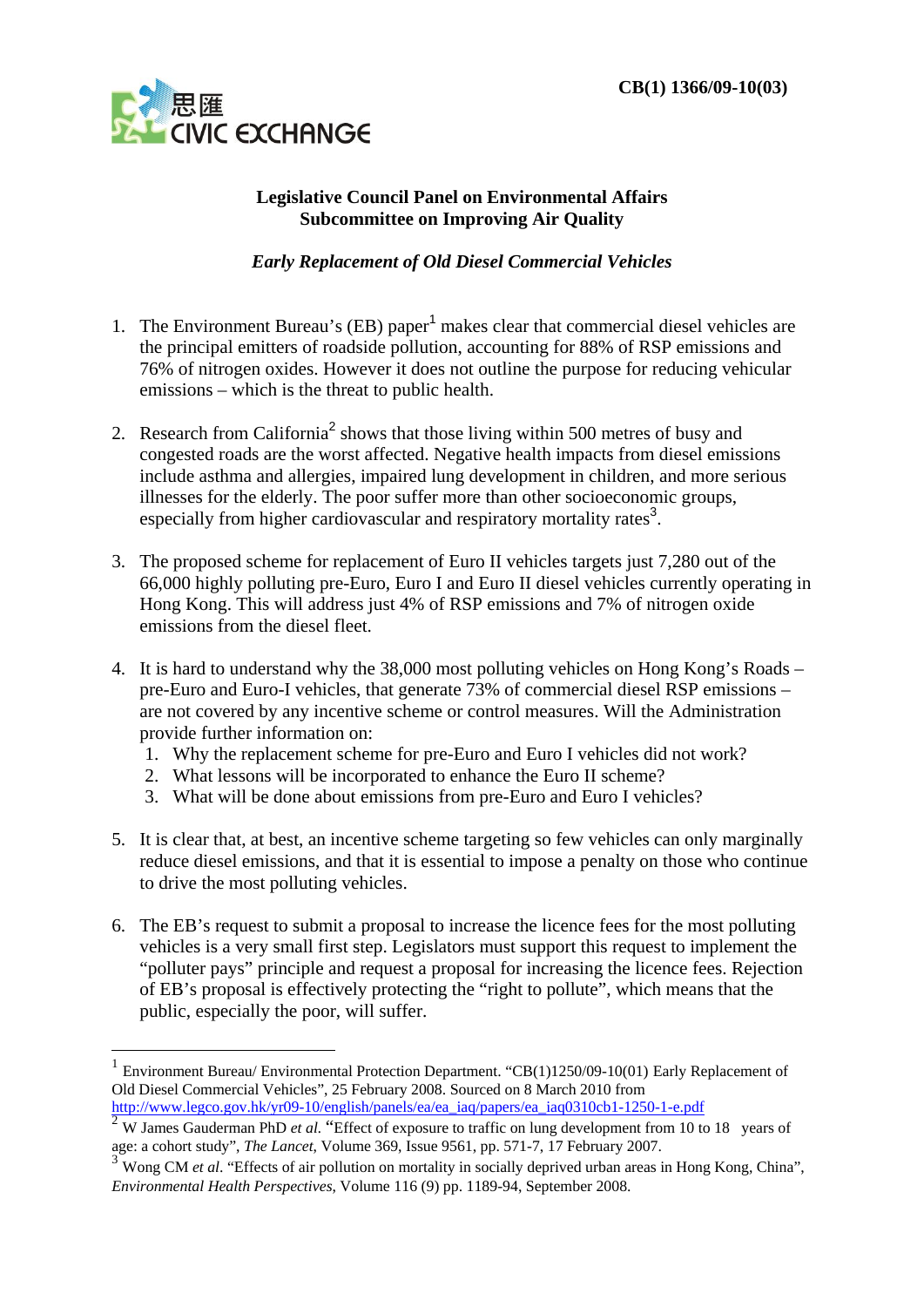思匯 CIVIC EXCHANGE

**CB(1) 1366/09-10(03)**

**Legislative Council Panel on Environmental Affairs**
**Subcommittee on Improving Air Quality**

***Early Replacement of Old Diesel Commercial Vehicles***

1. The Environment Bureau's (EB) paper[1] makes clear that commercial diesel vehicles are the principal emitters of roadside pollution, accounting for 88% of RSP emissions and 76% of nitrogen oxides. However it does not outline the purpose for reducing vehicular emissions – which is the threat to public health.

2. Research from California[2] shows that those living within 500 metres of busy and congested roads are the worst affected. Negative health impacts from diesel emissions include asthma and allergies, impaired lung development in children, and more serious illnesses for the elderly. The poor suffer more than other socioeconomic groups, especially from higher cardiovascular and respiratory mortality rates[3].

3. The proposed scheme for replacement of Euro II vehicles targets just 7,280 out of the 66,000 highly polluting pre-Euro, Euro I and Euro II diesel vehicles currently operating in Hong Kong. This will address just 4% of RSP emissions and 7% of nitrogen oxide emissions from the diesel fleet.

4. It is hard to understand why the 38,000 most polluting vehicles on Hong Kong's Roads – pre-Euro and Euro-I vehicles, that generate 73% of commercial diesel RSP emissions – are not covered by any incentive scheme or control measures. Will the Administration provide further information on:
   1. Why the replacement scheme for pre-Euro and Euro I vehicles did not work?
   2. What lessons will be incorporated to enhance the Euro II scheme?
   3. What will be done about emissions from pre-Euro and Euro I vehicles?

5. It is clear that, at best, an incentive scheme targeting so few vehicles can only marginally reduce diesel emissions, and that it is essential to impose a penalty on those who continue to drive the most polluting vehicles.

6. The EB's request to submit a proposal to increase the licence fees for the most polluting vehicles is a very small first step. Legislators must support this request to implement the "polluter pays" principle and request a proposal for increasing the licence fees. Rejection of EB's proposal is effectively protecting the "right to pollute", which means that the public, especially the poor, will suffer.

---

[1] Environment Bureau/ Environmental Protection Department. "CB(1)1250/09-10(01) Early Replacement of Old Diesel Commercial Vehicles", 25 February 2008. Sourced on 8 March 2010 from http://www.legco.gov.hk/yr09-10/english/panels/ea/ea_iaq/papers/ea_iaq0310cb1-1250-1-e.pdf

[2] W James Gauderman PhD *et al.* "Effect of exposure to traffic on lung development from 10 to 18 years of age: a cohort study", *The Lancet*, Volume 369, Issue 9561, pp. 571-7, 17 February 2007.

[3] Wong CM *et al*. "Effects of air pollution on mortality in socially deprived urban areas in Hong Kong, China", *Environmental Health Perspectives*, Volume 116 (9) pp. 1189-94, September 2008.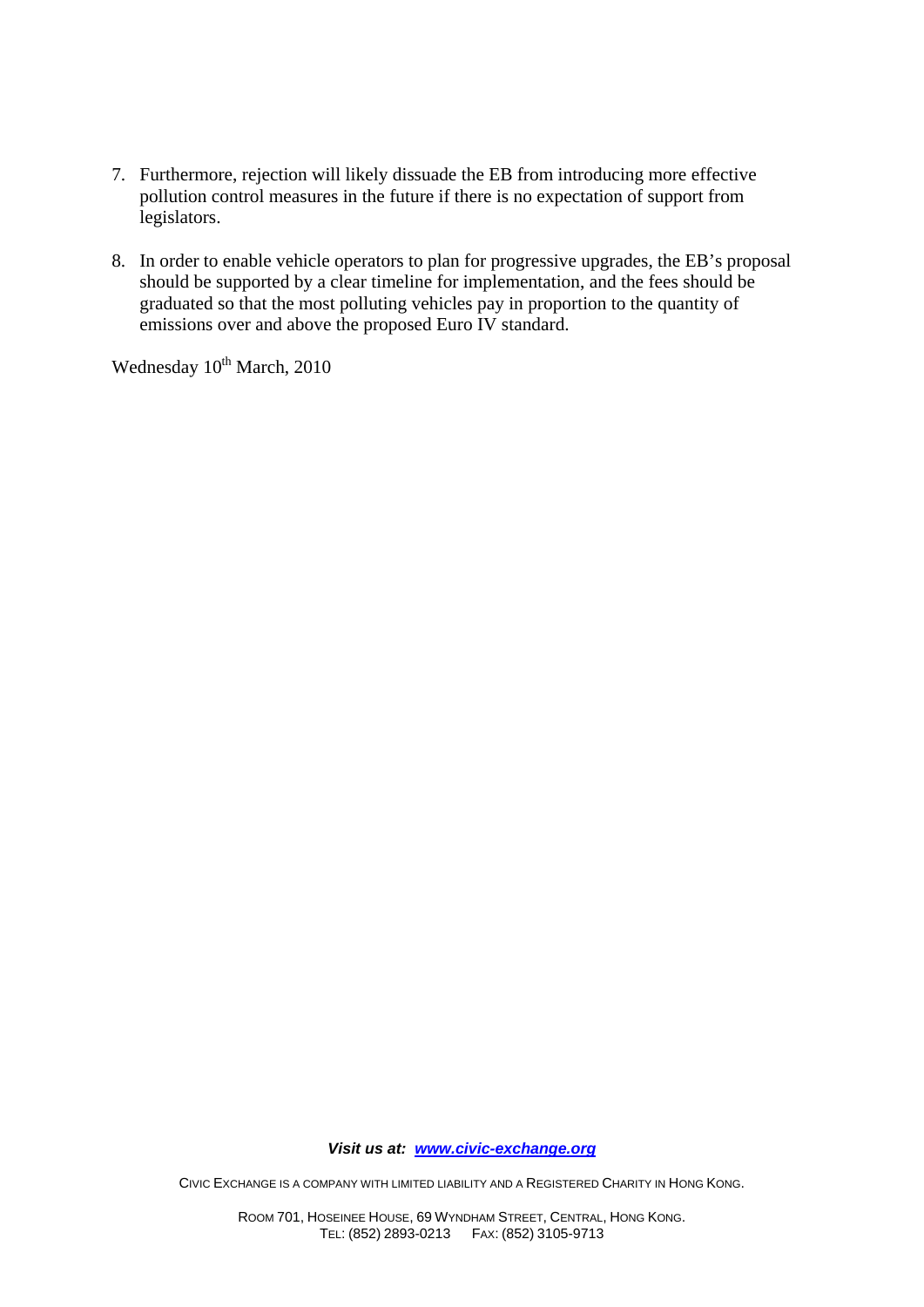7. Furthermore, rejection will likely dissuade the EB from introducing more effective pollution control measures in the future if there is no expectation of support from legislators.

8. In order to enable vehicle operators to plan for progressive upgrades, the EB's proposal should be supported by a clear timeline for implementation, and the fees should be graduated so that the most polluting vehicles pay in proportion to the quantity of emissions over and above the proposed Euro IV standard.

Wednesday 10th March, 2010

***Visit us at: [www.civic-exchange.org](http://www.civic-exchange.org)***

CIVIC EXCHANGE IS A COMPANY WITH LIMITED LIABILITY AND A REGISTERED CHARITY IN HONG KONG.

ROOM 701, HOSEINEE HOUSE, 69 WYNDHAM STREET, CENTRAL, HONG KONG.
TEL: (852) 2893-0213 FAX: (852) 3105-9713